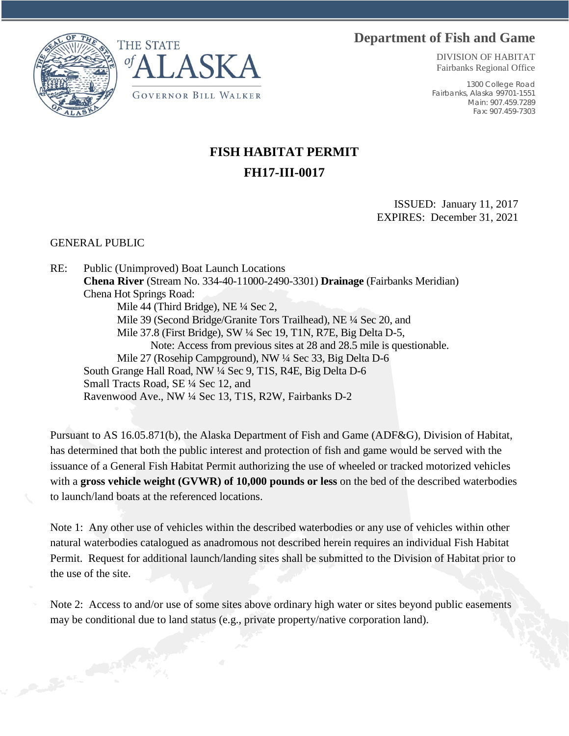THE STATE of ALASKA

GOVERNOR BILL WALKER

**Department of Fish and Game**

DIVISION OF HABITAT
Fairbanks Regional Office

1300 College Road
Fairbanks, Alaska 99701-1551
Main: 907.459.7289
Fax: 907.459-7303

# FISH HABITAT PERMIT

## FH17-III-0017

ISSUED: January 11, 2017
EXPIRES: December 31, 2021

GENERAL PUBLIC

RE: Public (Unimproved) Boat Launch Locations
**Chena River** (Stream No. 334-40-11000-2490-3301) **Drainage** (Fairbanks Meridian)
Chena Hot Springs Road:
Mile 44 (Third Bridge), NE ¼ Sec 2,
Mile 39 (Second Bridge/Granite Tors Trailhead), NE ¼ Sec 20, and
Mile 37.8 (First Bridge), SW ¼ Sec 19, T1N, R7E, Big Delta D-5,
Note: Access from previous sites at 28 and 28.5 mile is questionable.
Mile 27 (Rosehip Campground), NW ¼ Sec 33, Big Delta D-6
South Grange Hall Road, NW ¼ Sec 9, T1S, R4E, Big Delta D-6
Small Tracts Road, SE ¼ Sec 12, and
Ravenwood Ave., NW ¼ Sec 13, T1S, R2W, Fairbanks D-2

Pursuant to AS 16.05.871(b), the Alaska Department of Fish and Game (ADF&G), Division of Habitat, has determined that both the public interest and protection of fish and game would be served with the issuance of a General Fish Habitat Permit authorizing the use of wheeled or tracked motorized vehicles with a **gross vehicle weight (GVWR) of 10,000 pounds or less** on the bed of the described waterbodies to launch/land boats at the referenced locations.

Note 1: Any other use of vehicles within the described waterbodies or any use of vehicles within other natural waterbodies catalogued as anadromous not described herein requires an individual Fish Habitat Permit. Request for additional launch/landing sites shall be submitted to the Division of Habitat prior to the use of the site.

Note 2: Access to and/or use of some sites above ordinary high water or sites beyond public easements may be conditional due to land status (e.g., private property/native corporation land).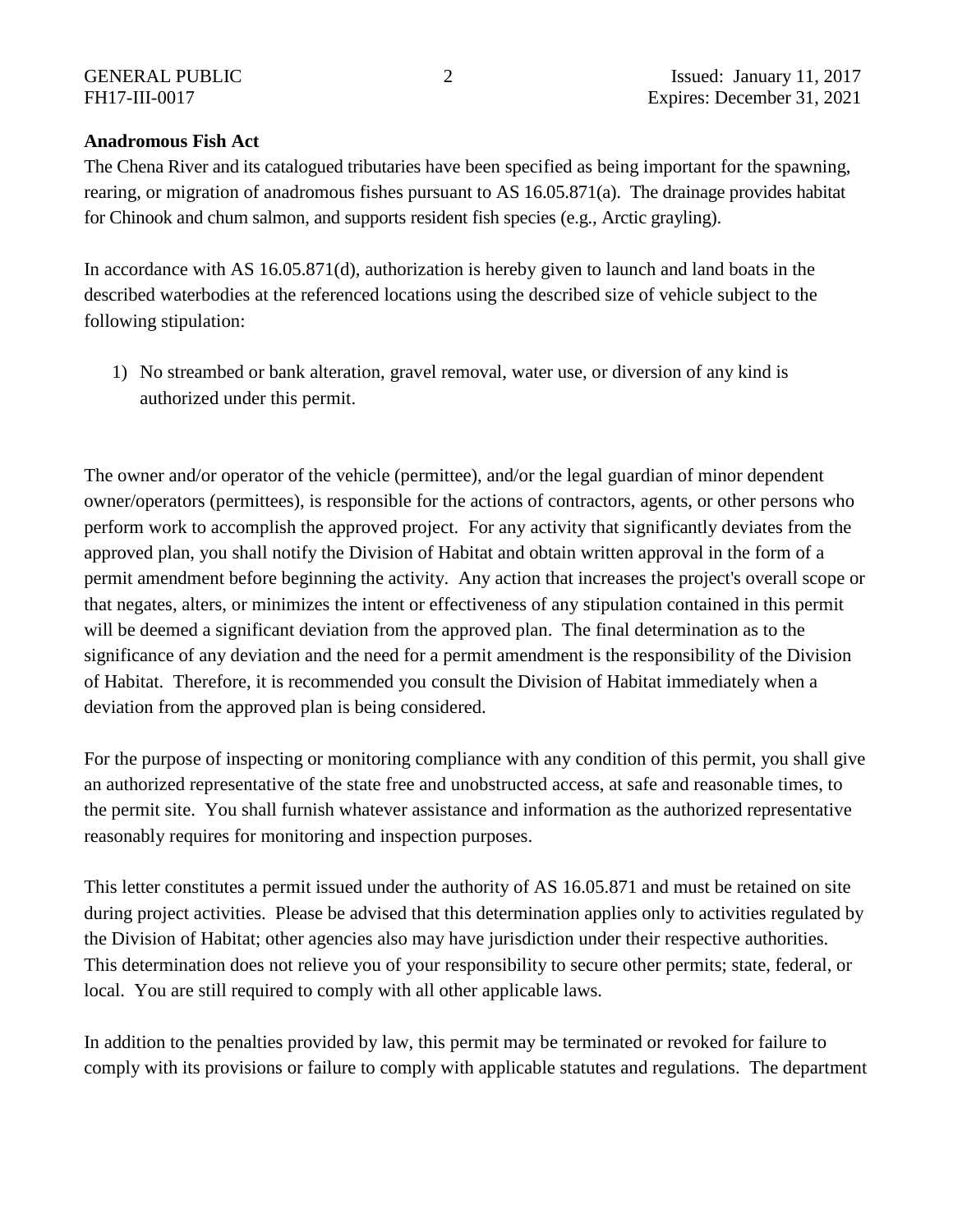**Anadromous Fish Act**

The Chena River and its catalogued tributaries have been specified as being important for the spawning, rearing, or migration of anadromous fishes pursuant to AS 16.05.871(a). The drainage provides habitat for Chinook and chum salmon, and supports resident fish species (e.g., Arctic grayling).

In accordance with AS 16.05.871(d), authorization is hereby given to launch and land boats in the described waterbodies at the referenced locations using the described size of vehicle subject to the following stipulation:

1) No streambed or bank alteration, gravel removal, water use, or diversion of any kind is authorized under this permit.

The owner and/or operator of the vehicle (permittee), and/or the legal guardian of minor dependent owner/operators (permittees), is responsible for the actions of contractors, agents, or other persons who perform work to accomplish the approved project. For any activity that significantly deviates from the approved plan, you shall notify the Division of Habitat and obtain written approval in the form of a permit amendment before beginning the activity. Any action that increases the project's overall scope or that negates, alters, or minimizes the intent or effectiveness of any stipulation contained in this permit will be deemed a significant deviation from the approved plan. The final determination as to the significance of any deviation and the need for a permit amendment is the responsibility of the Division of Habitat. Therefore, it is recommended you consult the Division of Habitat immediately when a deviation from the approved plan is being considered.

For the purpose of inspecting or monitoring compliance with any condition of this permit, you shall give an authorized representative of the state free and unobstructed access, at safe and reasonable times, to the permit site. You shall furnish whatever assistance and information as the authorized representative reasonably requires for monitoring and inspection purposes.

This letter constitutes a permit issued under the authority of AS 16.05.871 and must be retained on site during project activities. Please be advised that this determination applies only to activities regulated by the Division of Habitat; other agencies also may have jurisdiction under their respective authorities. This determination does not relieve you of your responsibility to secure other permits; state, federal, or local. You are still required to comply with all other applicable laws.

In addition to the penalties provided by law, this permit may be terminated or revoked for failure to comply with its provisions or failure to comply with applicable statutes and regulations. The department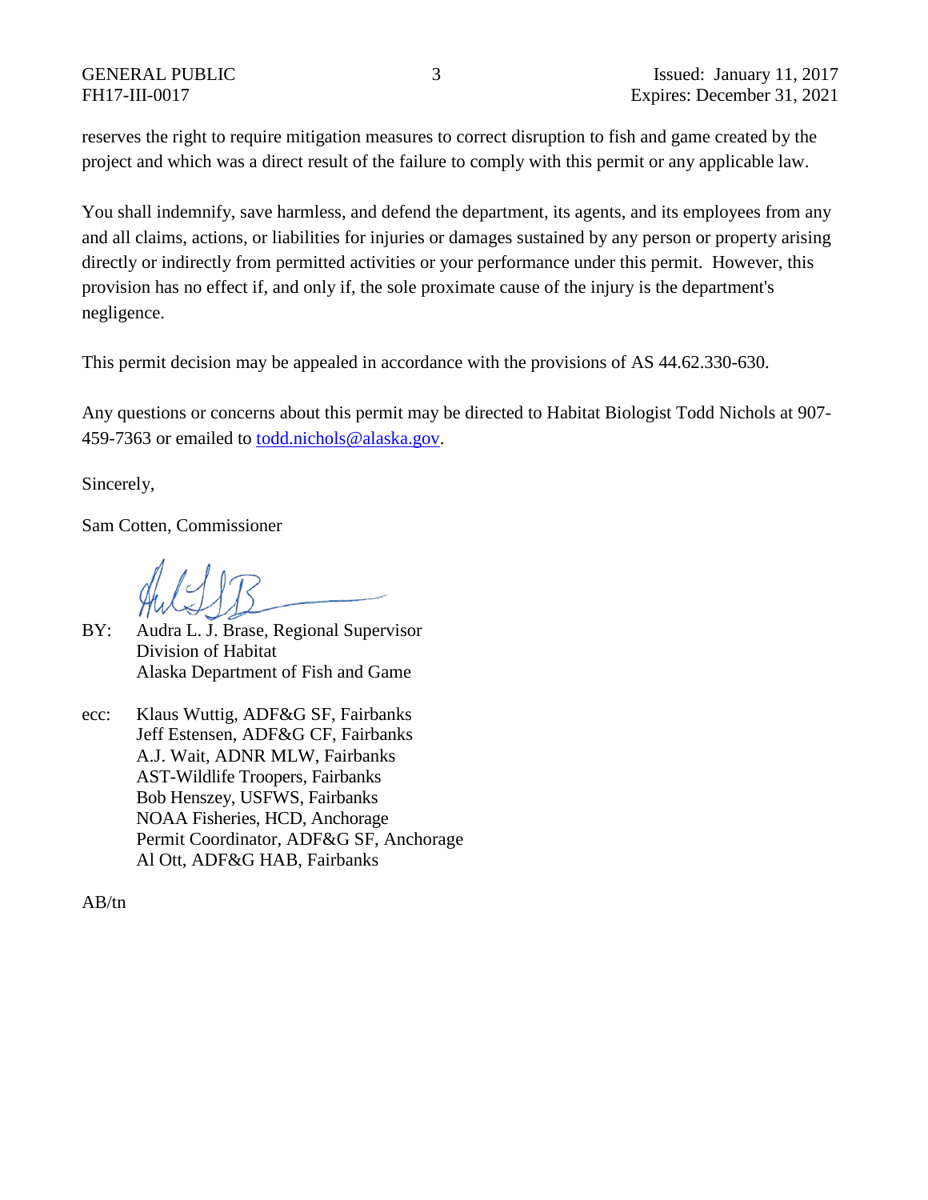reserves the right to require mitigation measures to correct disruption to fish and game created by the project and which was a direct result of the failure to comply with this permit or any applicable law.

You shall indemnify, save harmless, and defend the department, its agents, and its employees from any and all claims, actions, or liabilities for injuries or damages sustained by any person or property arising directly or indirectly from permitted activities or your performance under this permit. However, this provision has no effect if, and only if, the sole proximate cause of the injury is the department's negligence.

This permit decision may be appealed in accordance with the provisions of AS 44.62.330-630.

Any questions or concerns about this permit may be directed to Habitat Biologist Todd Nichols at 907-459-7363 or emailed to todd.nichols@alaska.gov.

Sincerely,

Sam Cotten, Commissioner

BY: Audra L. J. Brase, Regional Supervisor
Division of Habitat
Alaska Department of Fish and Game

ecc: Klaus Wuttig, ADF&G SF, Fairbanks
Jeff Estensen, ADF&G CF, Fairbanks
A.J. Wait, ADNR MLW, Fairbanks
AST-Wildlife Troopers, Fairbanks
Bob Henszey, USFWS, Fairbanks
NOAA Fisheries, HCD, Anchorage
Permit Coordinator, ADF&G SF, Anchorage
Al Ott, ADF&G HAB, Fairbanks

AB/tn